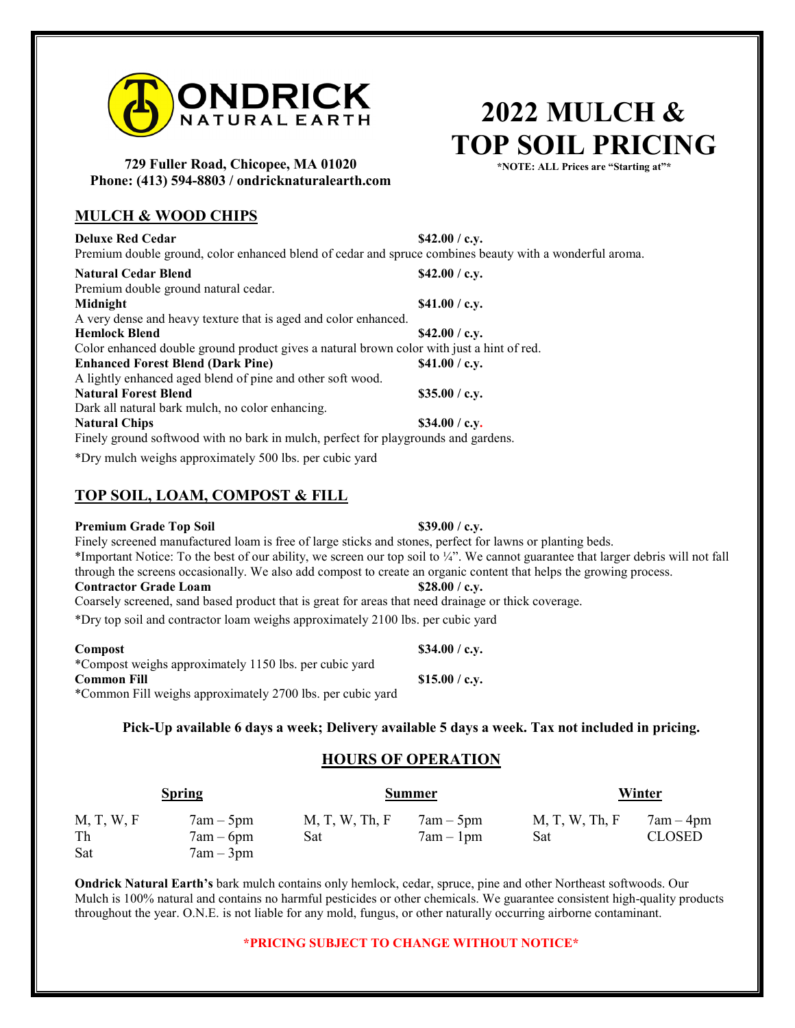**ONDRICK NATURAL EARTH**

**729 Fuller Road, Chicopee, MA 01020**
**Phone: (413) 594-8803 / ondricknaturalearth.com**

# 2022 MULCH & TOP SOIL PRICING

**\*NOTE: ALL Prices are "Starting at"\***

## MULCH & WOOD CHIPS

**Deluxe Red Cedar** — **$42.00 / c.y.**
Premium double ground, color enhanced blend of cedar and spruce combines beauty with a wonderful aroma.

**Natural Cedar Blend** — **$42.00 / c.y.**
Premium double ground natural cedar.

**Midnight** — **$41.00 / c.y.**
A very dense and heavy texture that is aged and color enhanced.

**Hemlock Blend** — **$42.00 / c.y.**
Color enhanced double ground product gives a natural brown color with just a hint of red.

**Enhanced Forest Blend (Dark Pine)** — **$41.00 / c.y.**
A lightly enhanced aged blend of pine and other soft wood.

**Natural Forest Blend** — **$35.00 / c.y.**
Dark all natural bark mulch, no color enhancing.

**Natural Chips** — **$34.00 / c.y.**
Finely ground softwood with no bark in mulch, perfect for playgrounds and gardens.

*Dry mulch weighs approximately 500 lbs. per cubic yard

## TOP SOIL, LOAM, COMPOST & FILL

**Premium Grade Top Soil** — **$39.00 / c.y.**
Finely screened manufactured loam is free of large sticks and stones, perfect for lawns or planting beds.
*Important Notice: To the best of our ability, we screen our top soil to ¼". We cannot guarantee that larger debris will not fall through the screens occasionally. We also add compost to create an organic content that helps the growing process.

**Contractor Grade Loam** — **$28.00 / c.y.**
Coarsely screened, sand based product that is great for areas that need drainage or thick coverage.

*Dry top soil and contractor loam weighs approximately 2100 lbs. per cubic yard

**Compost** — **$34.00 / c.y.**
*Compost weighs approximately 1150 lbs. per cubic yard

**Common Fill** — **$15.00 / c.y.**
*Common Fill weighs approximately 2700 lbs. per cubic yard

**Pick-Up available 6 days a week; Delivery available 5 days a week. Tax not included in pricing.**

## HOURS OF OPERATION

| Spring | | Summer | | Winter | |
|---|---|---|---|---|---|
| M, T, W, F | 7am – 5pm | M, T, W, Th, F | 7am – 5pm | M, T, W, Th, F | 7am – 4pm |
| Th | 7am – 6pm | Sat | 7am – 1pm | Sat | CLOSED |
| Sat | 7am – 3pm | | | | |

**Ondrick Natural Earth's** bark mulch contains only hemlock, cedar, spruce, pine and other Northeast softwoods. Our Mulch is 100% natural and contains no harmful pesticides or other chemicals. We guarantee consistent high-quality products throughout the year. O.N.E. is not liable for any mold, fungus, or other naturally occurring airborne contaminant.

**\*PRICING SUBJECT TO CHANGE WITHOUT NOTICE\***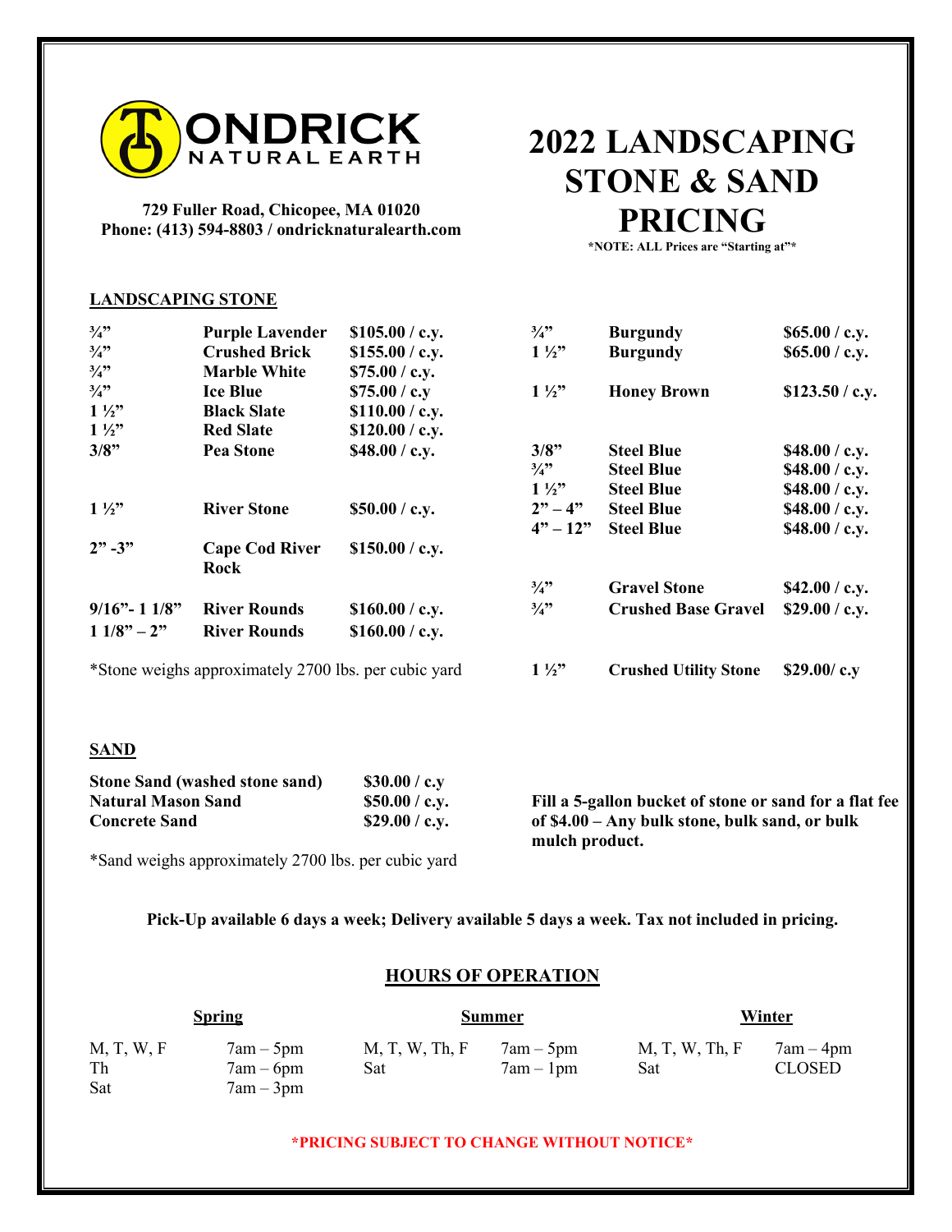ONDRICK NATURAL EARTH

**729 Fuller Road, Chicopee, MA 01020**
**Phone: (413) 594-8803 / ondricknaturalearth.com**

# 2022 LANDSCAPING STONE & SAND PRICING

***NOTE: ALL Prices are "Starting at"***

## LANDSCAPING STONE

| | | |
|---|---|---|
| **¾"** | **Purple Lavender** | **$105.00 / c.y.** |
| **¾"** | **Crushed Brick** | **$155.00 / c.y.** |
| **¾"** | **Marble White** | **$75.00 / c.y.** |
| **¾"** | **Ice Blue** | **$75.00 / c.y** |
| **1 ½"** | **Black Slate** | **$110.00 / c.y.** |
| **1 ½"** | **Red Slate** | **$120.00 / c.y.** |
| **3/8"** | **Pea Stone** | **$48.00 / c.y.** |
| **1 ½"** | **River Stone** | **$50.00 / c.y.** |
| **2" -3"** | **Cape Cod River Rock** | **$150.00 / c.y.** |
| **9/16"- 1 1/8"** | **River Rounds** | **$160.00 / c.y.** |
| **1 1/8" – 2"** | **River Rounds** | **$160.00 / c.y.** |

*Stone weighs approximately 2700 lbs. per cubic yard

| | | |
|---|---|---|
| **¾"** | **Burgundy** | **$65.00 / c.y.** |
| **1 ½"** | **Burgundy** | **$65.00 / c.y.** |
| **1 ½"** | **Honey Brown** | **$123.50 / c.y.** |
| **3/8"** | **Steel Blue** | **$48.00 / c.y.** |
| **¾"** | **Steel Blue** | **$48.00 / c.y.** |
| **1 ½"** | **Steel Blue** | **$48.00 / c.y.** |
| **2" – 4"** | **Steel Blue** | **$48.00 / c.y.** |
| **4" – 12"** | **Steel Blue** | **$48.00 / c.y.** |
| **¾"** | **Gravel Stone** | **$42.00 / c.y.** |
| **¾"** | **Crushed Base Gravel** | **$29.00 / c.y.** |
| **1 ½"** | **Crushed Utility Stone** | **$29.00/ c.y** |

## SAND

| | |
|---|---|
| **Stone Sand (washed stone sand)** | **$30.00 / c.y** |
| **Natural Mason Sand** | **$50.00 / c.y.** |
| **Concrete Sand** | **$29.00 / c.y.** |

*Sand weighs approximately 2700 lbs. per cubic yard

**Fill a 5-gallon bucket of stone or sand for a flat fee of $4.00 – Any bulk stone, bulk sand, or bulk mulch product.**

**Pick-Up available 6 days a week; Delivery available 5 days a week. Tax not included in pricing.**

## HOURS OF OPERATION

**Spring**

| | |
|---|---|
| M, T, W, F | 7am – 5pm |
| Th | 7am – 6pm |
| Sat | 7am – 3pm |

**Summer**

| | |
|---|---|
| M, T, W, Th, F | 7am – 5pm |
| Sat | 7am – 1pm |

**Winter**

| | |
|---|---|
| M, T, W, Th, F | 7am – 4pm |
| Sat | CLOSED |

***PRICING SUBJECT TO CHANGE WITHOUT NOTICE***